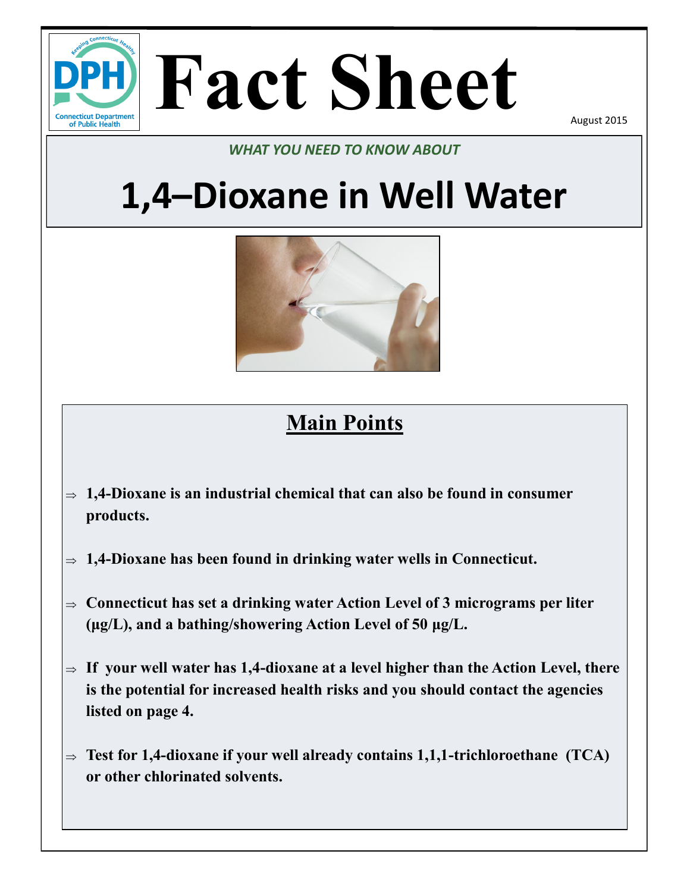# Fact Sheet

August 2015

*WHAT YOU NEED TO KNOW ABOUT*

# 1,4–Dioxane in Well Water

## Main Points

- **1,4-Dioxane is an industrial chemical that can also be found in consumer products.**
- **1,4-Dioxane has been found in drinking water wells in Connecticut.**
- **Connecticut has set a drinking water Action Level of 3 micrograms per liter (µg/L), and a bathing/showering Action Level of 50 µg/L.**
- **If your well water has 1,4-dioxane at a level higher than the Action Level, there is the potential for increased health risks and you should contact the agencies listed on page 4.**
- **Test for 1,4-dioxane if your well already contains 1,1,1-trichloroethane (TCA) or other chlorinated solvents.**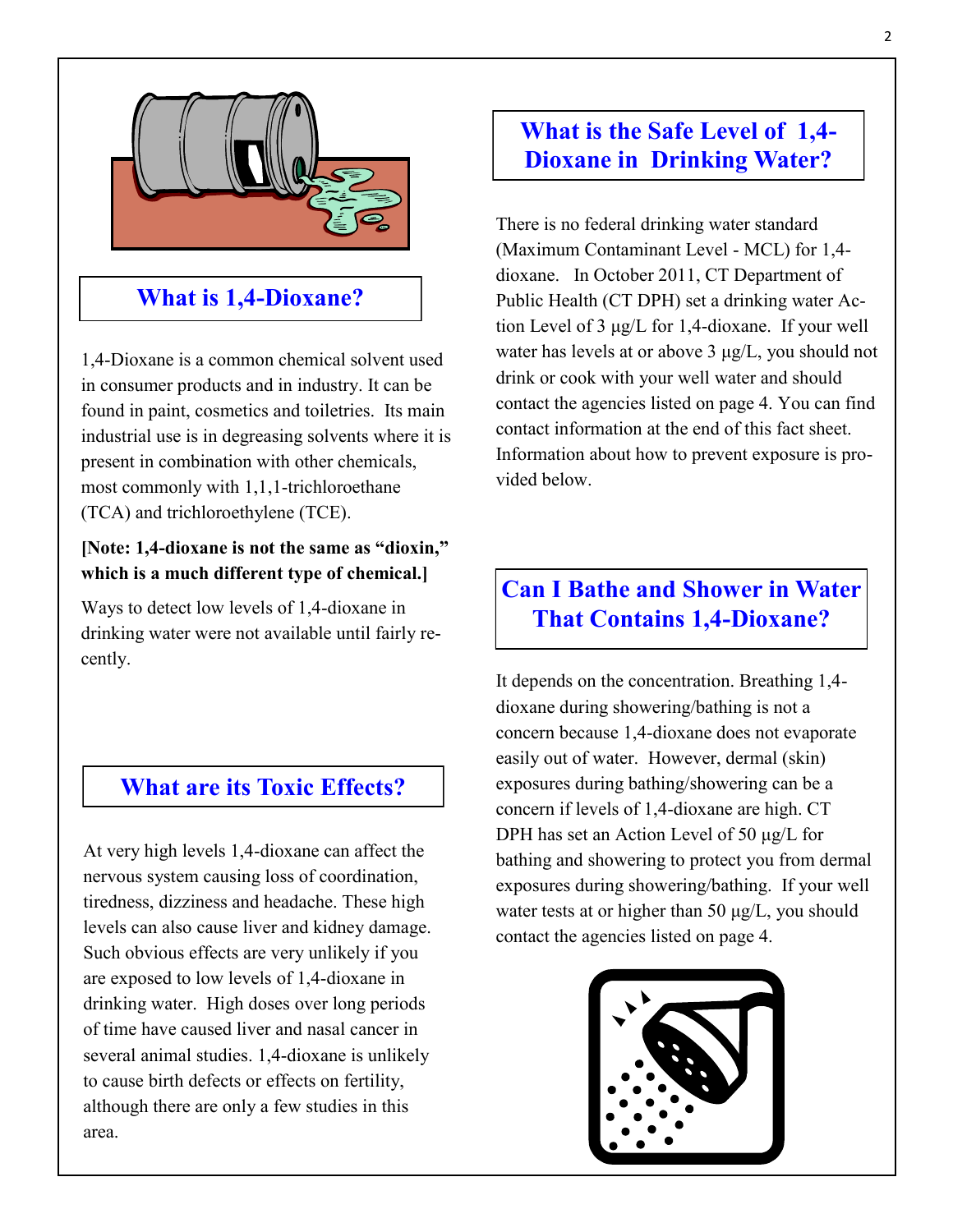## What is 1,4-Dioxane?

1,4-Dioxane is a common chemical solvent used in consumer products and in industry. It can be found in paint, cosmetics and toiletries. Its main industrial use is in degreasing solvents where it is present in combination with other chemicals, most commonly with 1,1,1-trichloroethane (TCA) and trichloroethylene (TCE).

**[Note: 1,4-dioxane is not the same as "dioxin," which is a much different type of chemical.]**

Ways to detect low levels of 1,4-dioxane in drinking water were not available until fairly recently.

## What are its Toxic Effects?

At very high levels 1,4-dioxane can affect the nervous system causing loss of coordination, tiredness, dizziness and headache. These high levels can also cause liver and kidney damage. Such obvious effects are very unlikely if you are exposed to low levels of 1,4-dioxane in drinking water. High doses over long periods of time have caused liver and nasal cancer in several animal studies. 1,4-dioxane is unlikely to cause birth defects or effects on fertility, although there are only a few studies in this area.

## What is the Safe Level of 1,4-Dioxane in Drinking Water?

There is no federal drinking water standard (Maximum Contaminant Level - MCL) for 1,4-dioxane. In October 2011, CT Department of Public Health (CT DPH) set a drinking water Action Level of 3 μg/L for 1,4-dioxane. If your well water has levels at or above 3 μg/L, you should not drink or cook with your well water and should contact the agencies listed on page 4. You can find contact information at the end of this fact sheet. Information about how to prevent exposure is provided below.

## Can I Bathe and Shower in Water That Contains 1,4-Dioxane?

It depends on the concentration. Breathing 1,4-dioxane during showering/bathing is not a concern because 1,4-dioxane does not evaporate easily out of water. However, dermal (skin) exposures during bathing/showering can be a concern if levels of 1,4-dioxane are high. CT DPH has set an Action Level of 50 μg/L for bathing and showering to protect you from dermal exposures during showering/bathing. If your well water tests at or higher than 50 μg/L, you should contact the agencies listed on page 4.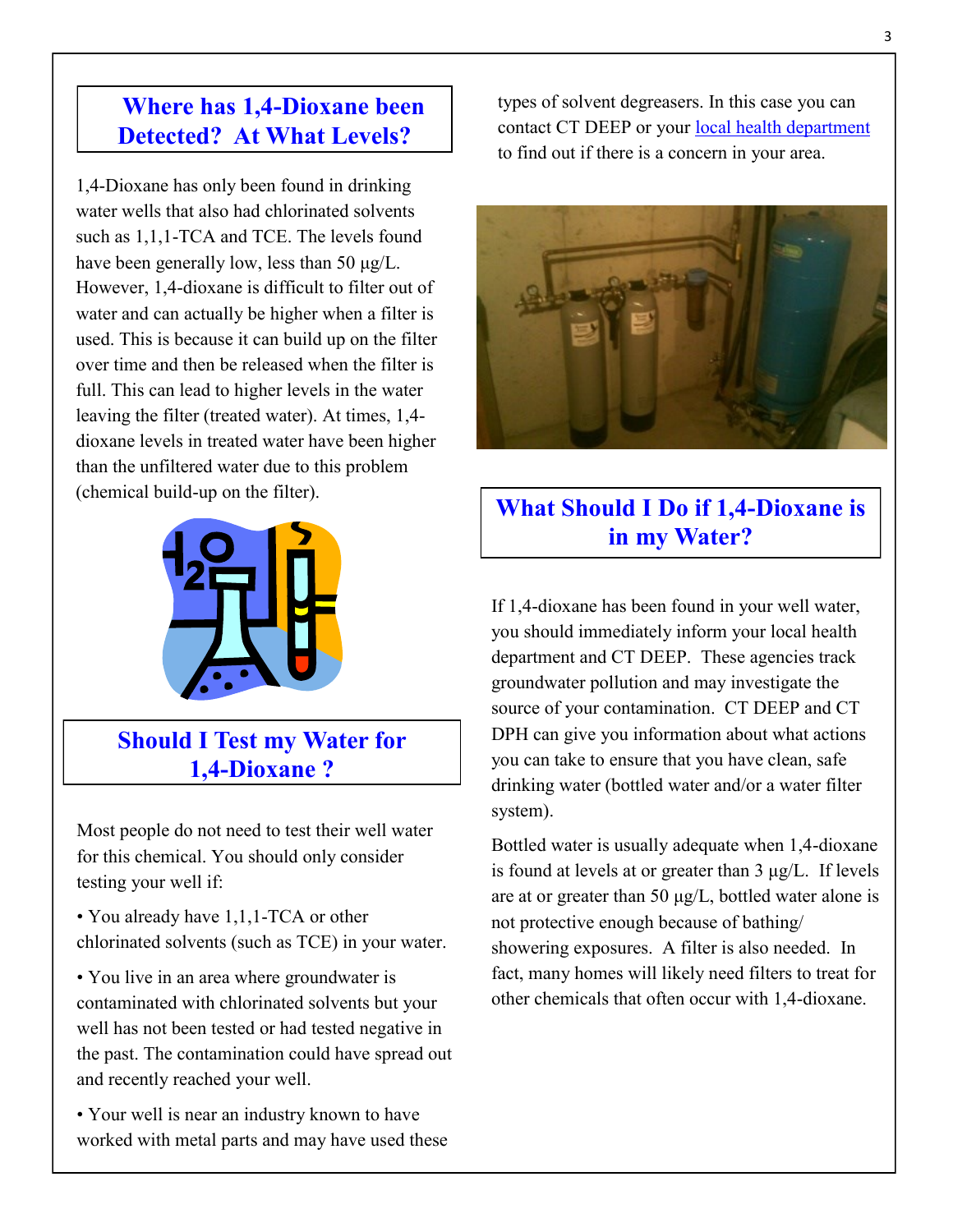## Where has 1,4-Dioxane been Detected? At What Levels?

1,4-Dioxane has only been found in drinking water wells that also had chlorinated solvents such as 1,1,1-TCA and TCE. The levels found have been generally low, less than 50 µg/L. However, 1,4-dioxane is difficult to filter out of water and can actually be higher when a filter is used. This is because it can build up on the filter over time and then be released when the filter is full. This can lead to higher levels in the water leaving the filter (treated water). At times, 1,4-dioxane levels in treated water have been higher than the unfiltered water due to this problem (chemical build-up on the filter).

## Should I Test my Water for 1,4-Dioxane ?

Most people do not need to test their well water for this chemical. You should only consider testing your well if:

• You already have 1,1,1-TCA or other chlorinated solvents (such as TCE) in your water.

• You live in an area where groundwater is contaminated with chlorinated solvents but your well has not been tested or had tested negative in the past. The contamination could have spread out and recently reached your well.

• Your well is near an industry known to have worked with metal parts and may have used these types of solvent degreasers. In this case you can contact CT DEEP or your [local health department](local health department) to find out if there is a concern in your area.

## What Should I Do if 1,4-Dioxane is in my Water?

If 1,4-dioxane has been found in your well water, you should immediately inform your local health department and CT DEEP. These agencies track groundwater pollution and may investigate the source of your contamination. CT DEEP and CT DPH can give you information about what actions you can take to ensure that you have clean, safe drinking water (bottled water and/or a water filter system).

Bottled water is usually adequate when 1,4-dioxane is found at levels at or greater than 3 µg/L. If levels are at or greater than 50 µg/L, bottled water alone is not protective enough because of bathing/showering exposures. A filter is also needed. In fact, many homes will likely need filters to treat for other chemicals that often occur with 1,4-dioxane.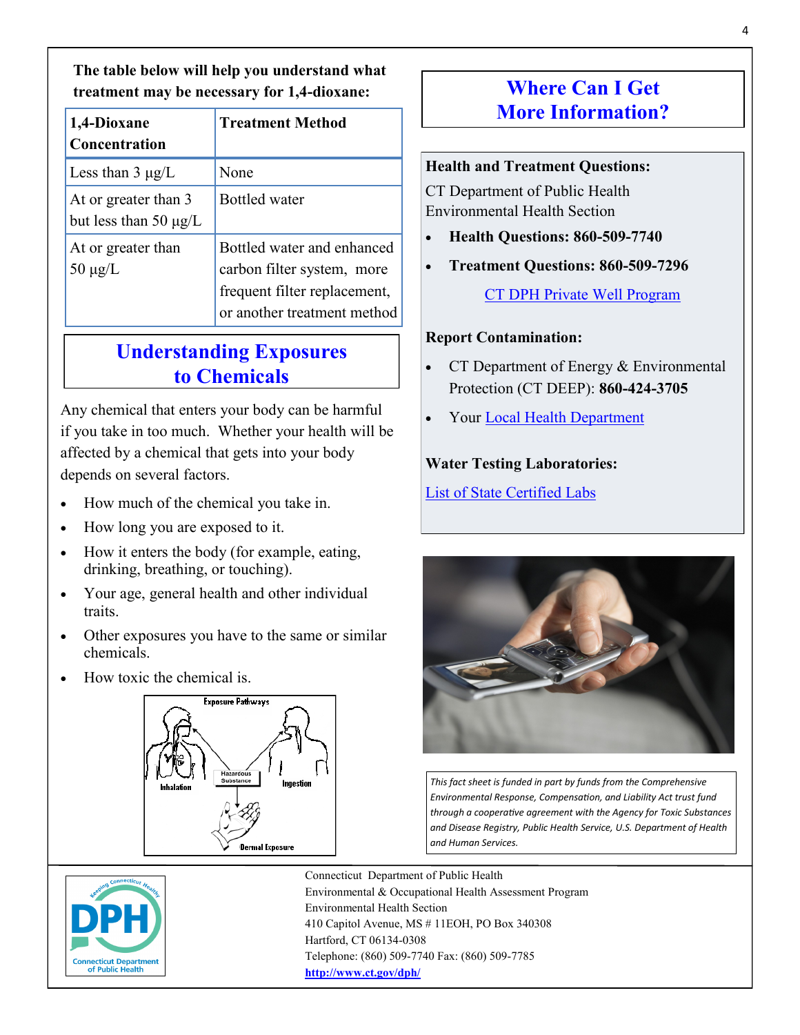**The table below will help you understand what treatment may be necessary for 1,4-dioxane:**

| 1,4-Dioxane Concentration | Treatment Method |
|---|---|
| Less than 3 µg/L | None |
| At or greater than 3 but less than 50 µg/L | Bottled water |
| At or greater than 50 µg/L | Bottled water and enhanced carbon filter system, more frequent filter replacement, or another treatment method |

## Understanding Exposures to Chemicals

Any chemical that enters your body can be harmful if you take in too much. Whether your health will be affected by a chemical that gets into your body depends on several factors.

- How much of the chemical you take in.
- How long you are exposed to it.
- How it enters the body (for example, eating, drinking, breathing, or touching).
- Your age, general health and other individual traits.
- Other exposures you have to the same or similar chemicals.
- How toxic the chemical is.

Exposure Pathways

Hazardous Substance

Inhalation

Ingestion

Dermal Exposure

## Where Can I Get More Information?

**Health and Treatment Questions:**

CT Department of Public Health
Environmental Health Section

- **Health Questions: 860-509-7740**
- **Treatment Questions: 860-509-7296**

CT DPH Private Well Program

**Report Contamination:**

- CT Department of Energy & Environmental Protection (CT DEEP): **860-424-3705**
- Your Local Health Department

**Water Testing Laboratories:**

List of State Certified Labs

*This fact sheet is funded in part by funds from the Comprehensive Environmental Response, Compensation, and Liability Act trust fund through a cooperative agreement with the Agency for Toxic Substances and Disease Registry, Public Health Service, U.S. Department of Health and Human Services.*

Keeping Connecticut Healthy
DPH
Connecticut Department of Public Health

Connecticut Department of Public Health
Environmental & Occupational Health Assessment Program
Environmental Health Section
410 Capitol Avenue, MS # 11EOH, PO Box 340308
Hartford, CT 06134-0308
Telephone: (860) 509-7740 Fax: (860) 509-7785
**http://www.ct.gov/dph/**